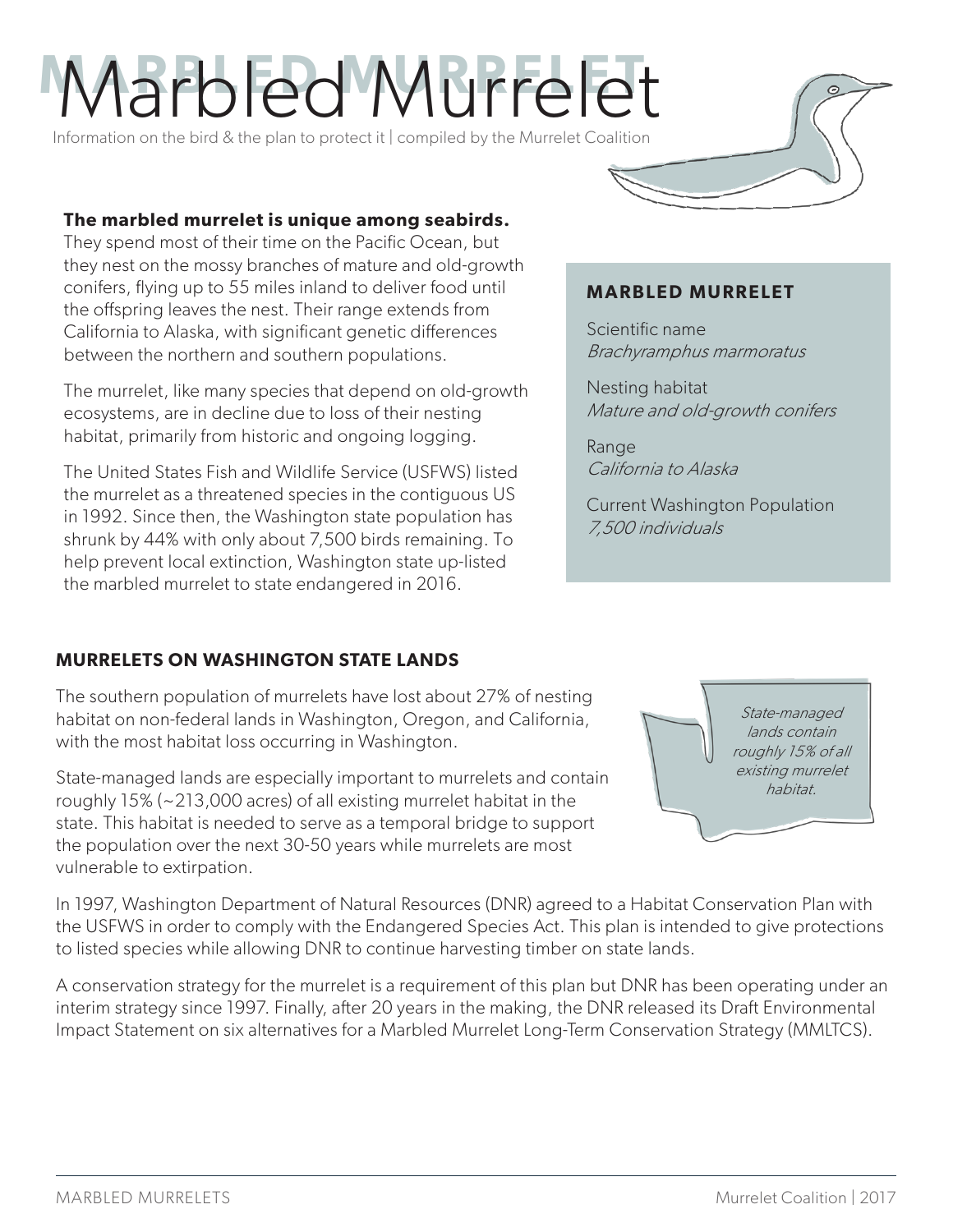# Marbled Murrelet

Information on the bird & the plan to protect it | compiled by the Murrelet Coalition

**The marbled murrelet is unique among seabirds.** They spend most of their time on the Pacific Ocean, but they nest on the mossy branches of mature and old-growth conifers, flying up to 55 miles inland to deliver food until the offspring leaves the nest. Their range extends from California to Alaska, with significant genetic differences between the northern and southern populations.

The murrelet, like many species that depend on old-growth ecosystems, are in decline due to loss of their nesting habitat, primarily from historic and ongoing logging.

The United States Fish and Wildlife Service (USFWS) listed the murrelet as a threatened species in the contiguous US in 1992. Since then, the Washington state population has shrunk by 44% with only about 7,500 birds remaining. To help prevent local extinction, Washington state up-listed the marbled murrelet to state endangered in 2016.

**MARBLED MURRELET**

Scientific name
*Brachyramphus marmoratus*

Nesting habitat
*Mature and old-growth conifers*

Range
*California to Alaska*

Current Washington Population
*7,500 individuals*

## MURRELETS ON WASHINGTON STATE LANDS

The southern population of murrelets have lost about 27% of nesting habitat on non-federal lands in Washington, Oregon, and California, with the most habitat loss occurring in Washington.

State-managed lands are especially important to murrelets and contain roughly 15% (~213,000 acres) of all existing murrelet habitat in the state. This habitat is needed to serve as a temporal bridge to support the population over the next 30-50 years while murrelets are most vulnerable to extirpation.

*State-managed lands contain roughly 15% of all existing murrelet habitat.*

In 1997, Washington Department of Natural Resources (DNR) agreed to a Habitat Conservation Plan with the USFWS in order to comply with the Endangered Species Act. This plan is intended to give protections to listed species while allowing DNR to continue harvesting timber on state lands.

A conservation strategy for the murrelet is a requirement of this plan but DNR has been operating under an interim strategy since 1997. Finally, after 20 years in the making, the DNR released its Draft Environmental Impact Statement on six alternatives for a Marbled Murrelet Long-Term Conservation Strategy (MMLTCS).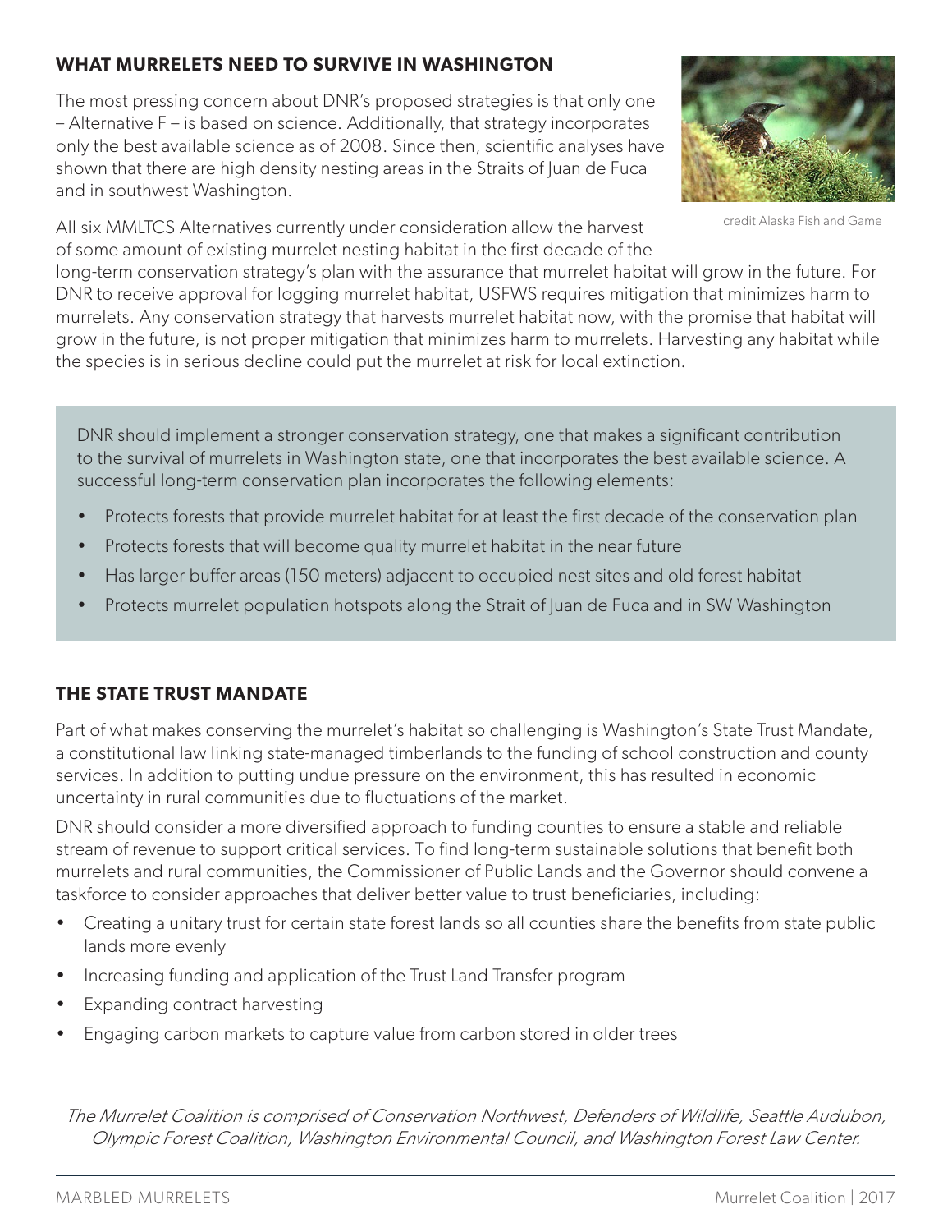## WHAT MURRELETS NEED TO SURVIVE IN WASHINGTON

The most pressing concern about DNR's proposed strategies is that only one – Alternative F – is based on science. Additionally, that strategy incorporates only the best available science as of 2008. Since then, scientific analyses have shown that there are high density nesting areas in the Straits of Juan de Fuca and in southwest Washington.

credit Alaska Fish and Game

All six MMLTCS Alternatives currently under consideration allow the harvest of some amount of existing murrelet nesting habitat in the first decade of the long-term conservation strategy's plan with the assurance that murrelet habitat will grow in the future. For DNR to receive approval for logging murrelet habitat, USFWS requires mitigation that minimizes harm to murrelets. Any conservation strategy that harvests murrelet habitat now, with the promise that habitat will grow in the future, is not proper mitigation that minimizes harm to murrelets. Harvesting any habitat while the species is in serious decline could put the murrelet at risk for local extinction.

DNR should implement a stronger conservation strategy, one that makes a significant contribution to the survival of murrelets in Washington state, one that incorporates the best available science. A successful long-term conservation plan incorporates the following elements:

- Protects forests that provide murrelet habitat for at least the first decade of the conservation plan
- Protects forests that will become quality murrelet habitat in the near future
- Has larger buffer areas (150 meters) adjacent to occupied nest sites and old forest habitat
- Protects murrelet population hotspots along the Strait of Juan de Fuca and in SW Washington

## THE STATE TRUST MANDATE

Part of what makes conserving the murrelet's habitat so challenging is Washington's State Trust Mandate, a constitutional law linking state-managed timberlands to the funding of school construction and county services. In addition to putting undue pressure on the environment, this has resulted in economic uncertainty in rural communities due to fluctuations of the market.

DNR should consider a more diversified approach to funding counties to ensure a stable and reliable stream of revenue to support critical services. To find long-term sustainable solutions that benefit both murrelets and rural communities, the Commissioner of Public Lands and the Governor should convene a taskforce to consider approaches that deliver better value to trust beneficiaries, including:

- Creating a unitary trust for certain state forest lands so all counties share the benefits from state public lands more evenly
- Increasing funding and application of the Trust Land Transfer program
- Expanding contract harvesting
- Engaging carbon markets to capture value from carbon stored in older trees

*The Murrelet Coalition is comprised of Conservation Northwest, Defenders of Wildlife, Seattle Audubon, Olympic Forest Coalition, Washington Environmental Council, and Washington Forest Law Center.*